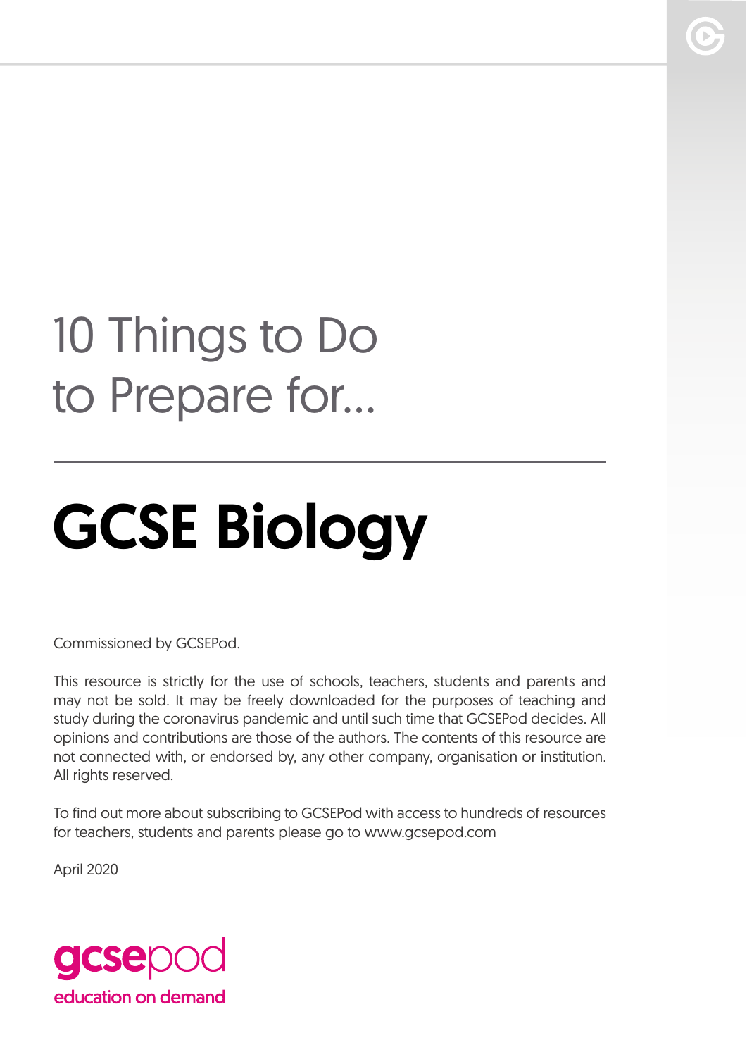# 10 Things to Do to Prepare for...

# GCSE Biology

Commissioned by GCSEPod.

This resource is strictly for the use of schools, teachers, students and parents and may not be sold. It may be freely downloaded for the purposes of teaching and study during the coronavirus pandemic and until such time that GCSEPod decides. All opinions and contributions are those of the authors. The contents of this resource are not connected with, or endorsed by, any other company, organisation or institution. All rights reserved.

To find out more about subscribing to GCSEPod with access to hundreds of resources for teachers, students and parents please go to www.gcsepod.com

April 2020

gcsepod
education on demand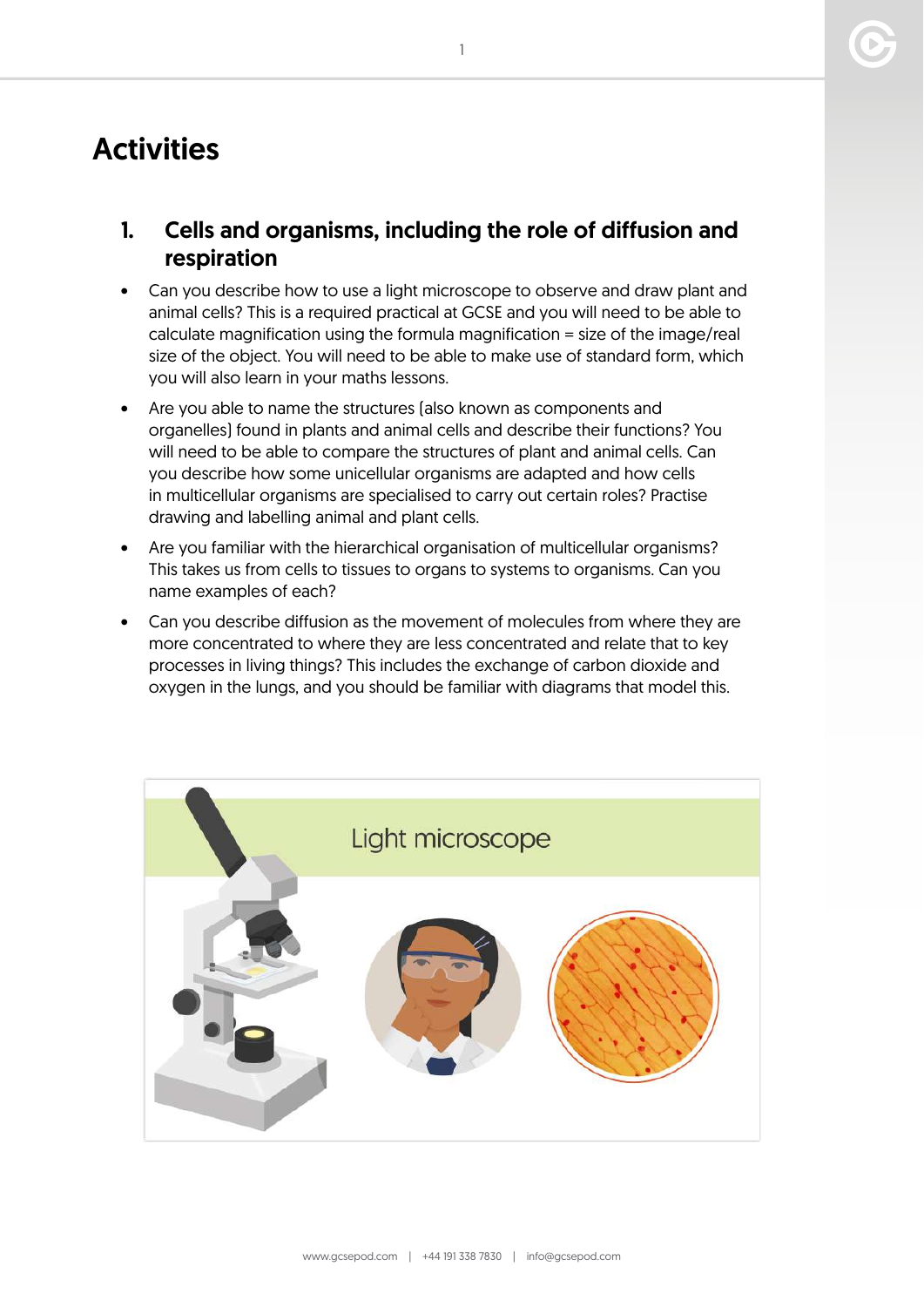# Activities

## 1. Cells and organisms, including the role of diffusion and respiration

- Can you describe how to use a light microscope to observe and draw plant and animal cells? This is a required practical at GCSE and you will need to be able to calculate magnification using the formula magnification = size of the image/real size of the object. You will need to be able to make use of standard form, which you will also learn in your maths lessons.
- Are you able to name the structures (also known as components and organelles) found in plants and animal cells and describe their functions? You will need to be able to compare the structures of plant and animal cells. Can you describe how some unicellular organisms are adapted and how cells in multicellular organisms are specialised to carry out certain roles? Practise drawing and labelling animal and plant cells.
- Are you familiar with the hierarchical organisation of multicellular organisms? This takes us from cells to tissues to organs to systems to organisms. Can you name examples of each?
- Can you describe diffusion as the movement of molecules from where they are more concentrated to where they are less concentrated and relate that to key processes in living things? This includes the exchange of carbon dioxide and oxygen in the lungs, and you should be familiar with diagrams that model this.

Light microscope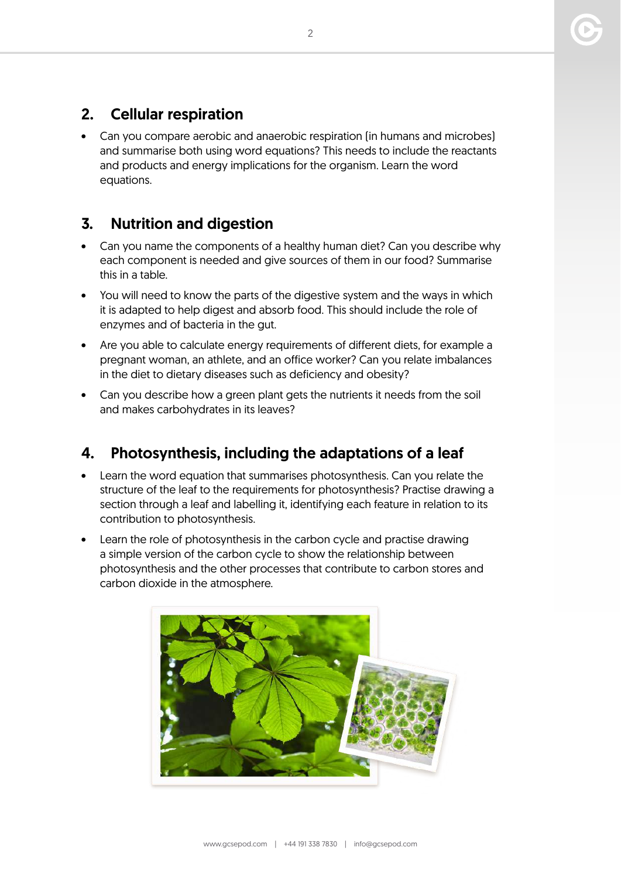## 2. Cellular respiration

- Can you compare aerobic and anaerobic respiration (in humans and microbes) and summarise both using word equations? This needs to include the reactants and products and energy implications for the organism. Learn the word equations.

## 3. Nutrition and digestion

- Can you name the components of a healthy human diet? Can you describe why each component is needed and give sources of them in our food? Summarise this in a table.
- You will need to know the parts of the digestive system and the ways in which it is adapted to help digest and absorb food. This should include the role of enzymes and of bacteria in the gut.
- Are you able to calculate energy requirements of different diets, for example a pregnant woman, an athlete, and an office worker? Can you relate imbalances in the diet to dietary diseases such as deficiency and obesity?
- Can you describe how a green plant gets the nutrients it needs from the soil and makes carbohydrates in its leaves?

## 4. Photosynthesis, including the adaptations of a leaf

- Learn the word equation that summarises photosynthesis. Can you relate the structure of the leaf to the requirements for photosynthesis? Practise drawing a section through a leaf and labelling it, identifying each feature in relation to its contribution to photosynthesis.
- Learn the role of photosynthesis in the carbon cycle and practise drawing a simple version of the carbon cycle to show the relationship between photosynthesis and the other processes that contribute to carbon stores and carbon dioxide in the atmosphere.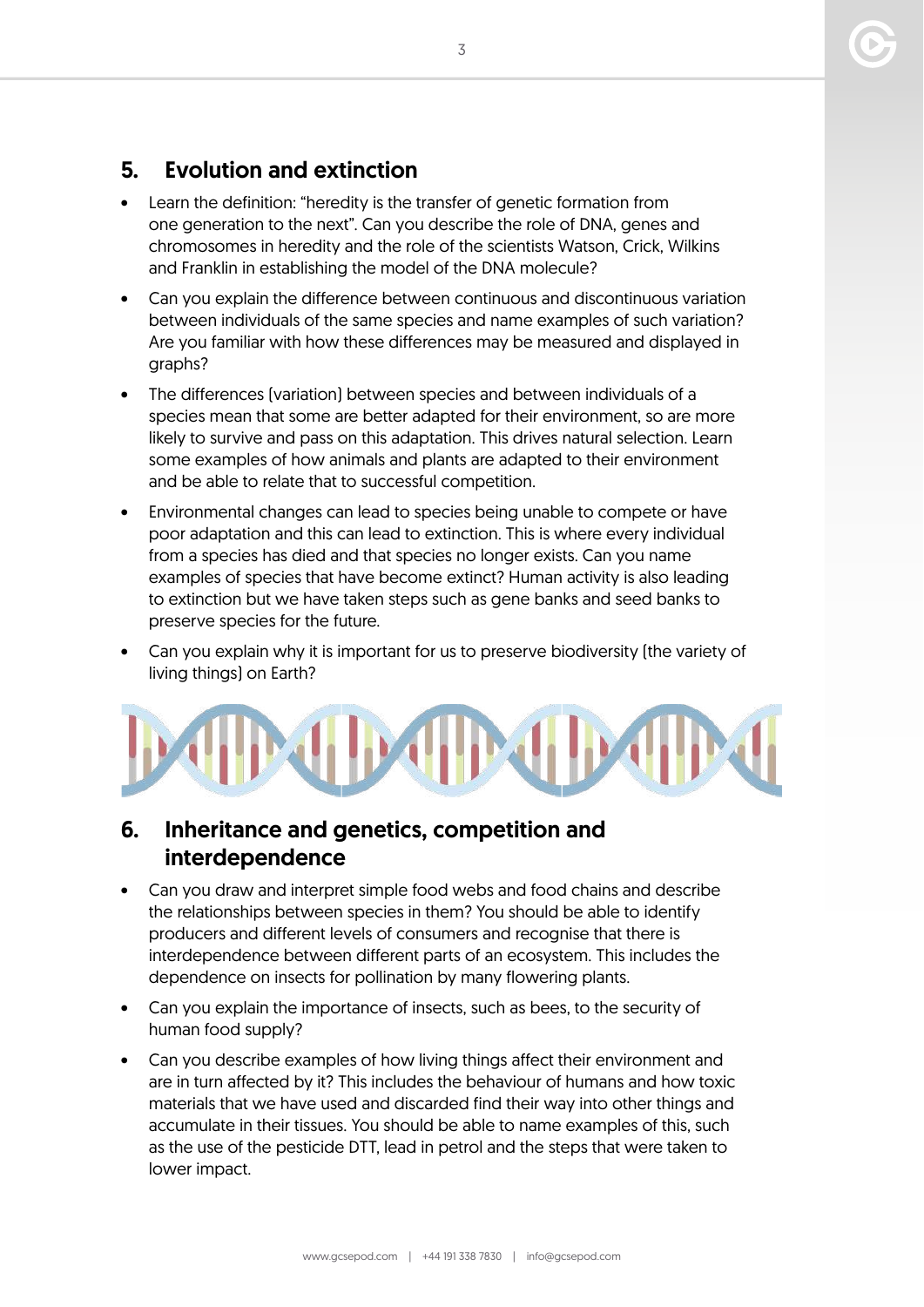## 5. Evolution and extinction

- Learn the definition: "heredity is the transfer of genetic formation from one generation to the next". Can you describe the role of DNA, genes and chromosomes in heredity and the role of the scientists Watson, Crick, Wilkins and Franklin in establishing the model of the DNA molecule?
- Can you explain the difference between continuous and discontinuous variation between individuals of the same species and name examples of such variation? Are you familiar with how these differences may be measured and displayed in graphs?
- The differences (variation) between species and between individuals of a species mean that some are better adapted for their environment, so are more likely to survive and pass on this adaptation. This drives natural selection. Learn some examples of how animals and plants are adapted to their environment and be able to relate that to successful competition.
- Environmental changes can lead to species being unable to compete or have poor adaptation and this can lead to extinction. This is where every individual from a species has died and that species no longer exists. Can you name examples of species that have become extinct? Human activity is also leading to extinction but we have taken steps such as gene banks and seed banks to preserve species for the future.
- Can you explain why it is important for us to preserve biodiversity (the variety of living things) on Earth?

## 6. Inheritance and genetics, competition and interdependence

- Can you draw and interpret simple food webs and food chains and describe the relationships between species in them? You should be able to identify producers and different levels of consumers and recognise that there is interdependence between different parts of an ecosystem. This includes the dependence on insects for pollination by many flowering plants.
- Can you explain the importance of insects, such as bees, to the security of human food supply?
- Can you describe examples of how living things affect their environment and are in turn affected by it? This includes the behaviour of humans and how toxic materials that we have used and discarded find their way into other things and accumulate in their tissues. You should be able to name examples of this, such as the use of the pesticide DTT, lead in petrol and the steps that were taken to lower impact.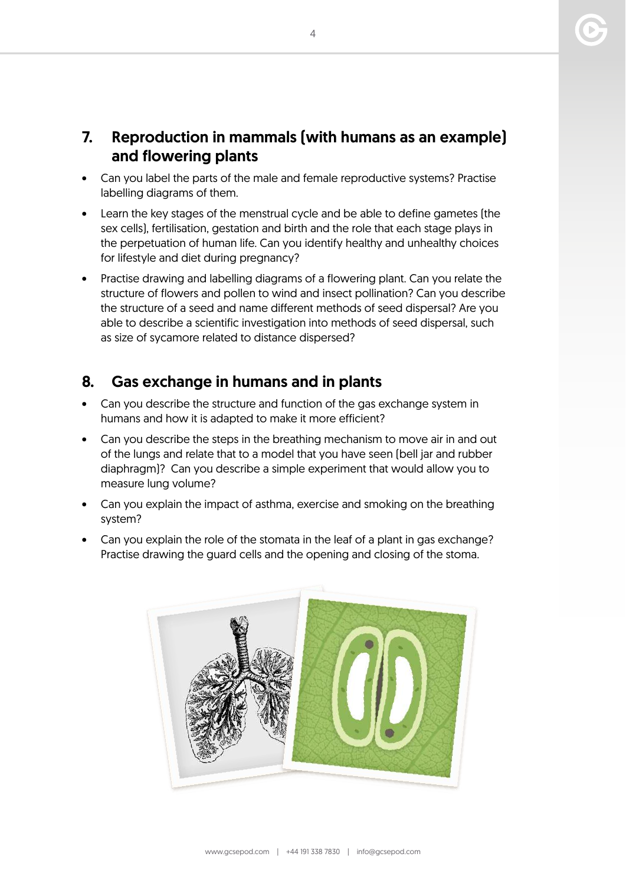## 7. Reproduction in mammals (with humans as an example) and flowering plants

- Can you label the parts of the male and female reproductive systems? Practise labelling diagrams of them.
- Learn the key stages of the menstrual cycle and be able to define gametes (the sex cells), fertilisation, gestation and birth and the role that each stage plays in the perpetuation of human life. Can you identify healthy and unhealthy choices for lifestyle and diet during pregnancy?
- Practise drawing and labelling diagrams of a flowering plant. Can you relate the structure of flowers and pollen to wind and insect pollination? Can you describe the structure of a seed and name different methods of seed dispersal? Are you able to describe a scientific investigation into methods of seed dispersal, such as size of sycamore related to distance dispersed?

## 8. Gas exchange in humans and in plants

- Can you describe the structure and function of the gas exchange system in humans and how it is adapted to make it more efficient?
- Can you describe the steps in the breathing mechanism to move air in and out of the lungs and relate that to a model that you have seen (bell jar and rubber diaphragm)? Can you describe a simple experiment that would allow you to measure lung volume?
- Can you explain the impact of asthma, exercise and smoking on the breathing system?
- Can you explain the role of the stomata in the leaf of a plant in gas exchange? Practise drawing the guard cells and the opening and closing of the stoma.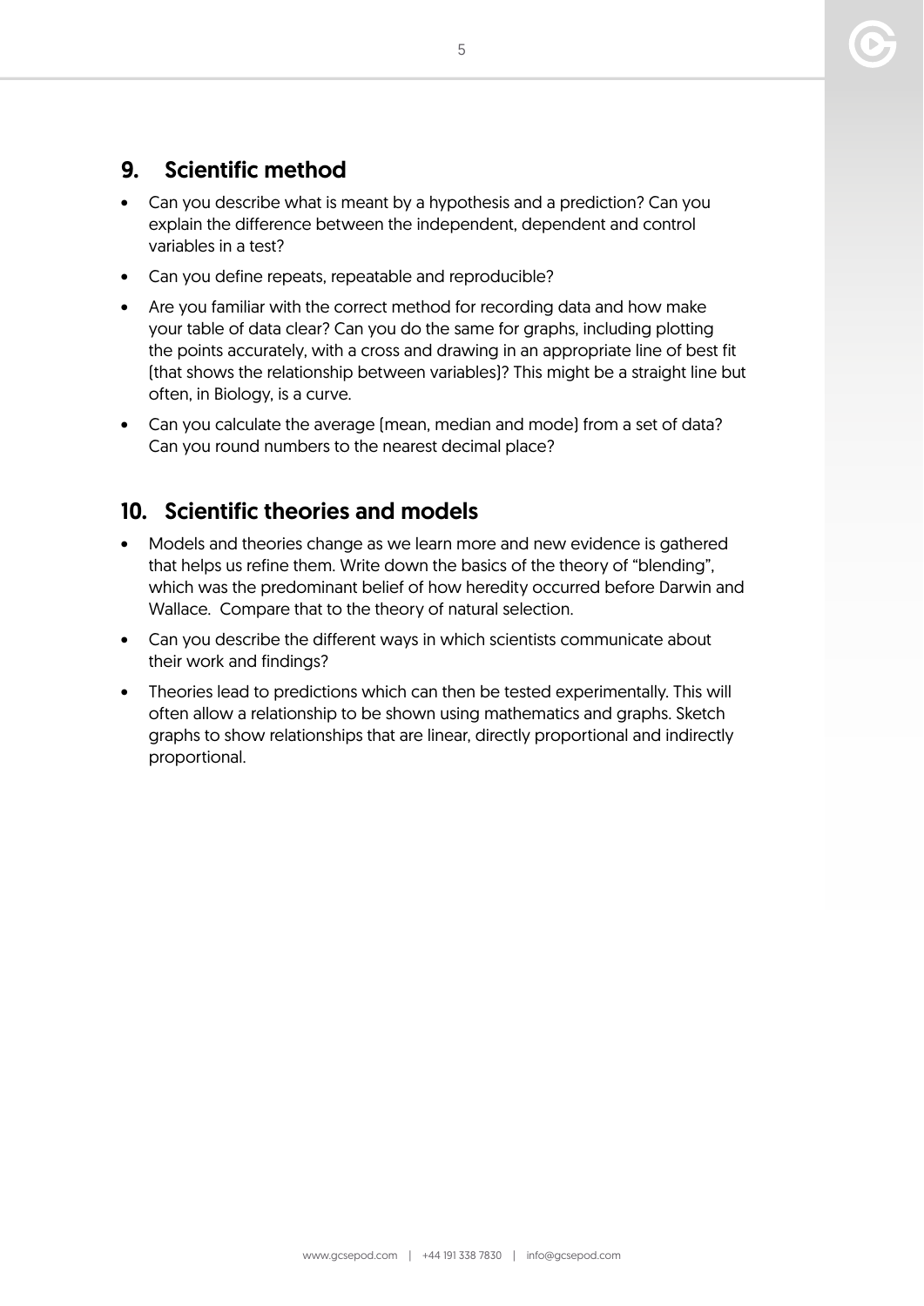## 9. Scientific method

- Can you describe what is meant by a hypothesis and a prediction? Can you explain the difference between the independent, dependent and control variables in a test?
- Can you define repeats, repeatable and reproducible?
- Are you familiar with the correct method for recording data and how make your table of data clear? Can you do the same for graphs, including plotting the points accurately, with a cross and drawing in an appropriate line of best fit (that shows the relationship between variables)? This might be a straight line but often, in Biology, is a curve.
- Can you calculate the average (mean, median and mode) from a set of data? Can you round numbers to the nearest decimal place?

## 10. Scientific theories and models

- Models and theories change as we learn more and new evidence is gathered that helps us refine them. Write down the basics of the theory of "blending", which was the predominant belief of how heredity occurred before Darwin and Wallace. Compare that to the theory of natural selection.
- Can you describe the different ways in which scientists communicate about their work and findings?
- Theories lead to predictions which can then be tested experimentally. This will often allow a relationship to be shown using mathematics and graphs. Sketch graphs to show relationships that are linear, directly proportional and indirectly proportional.